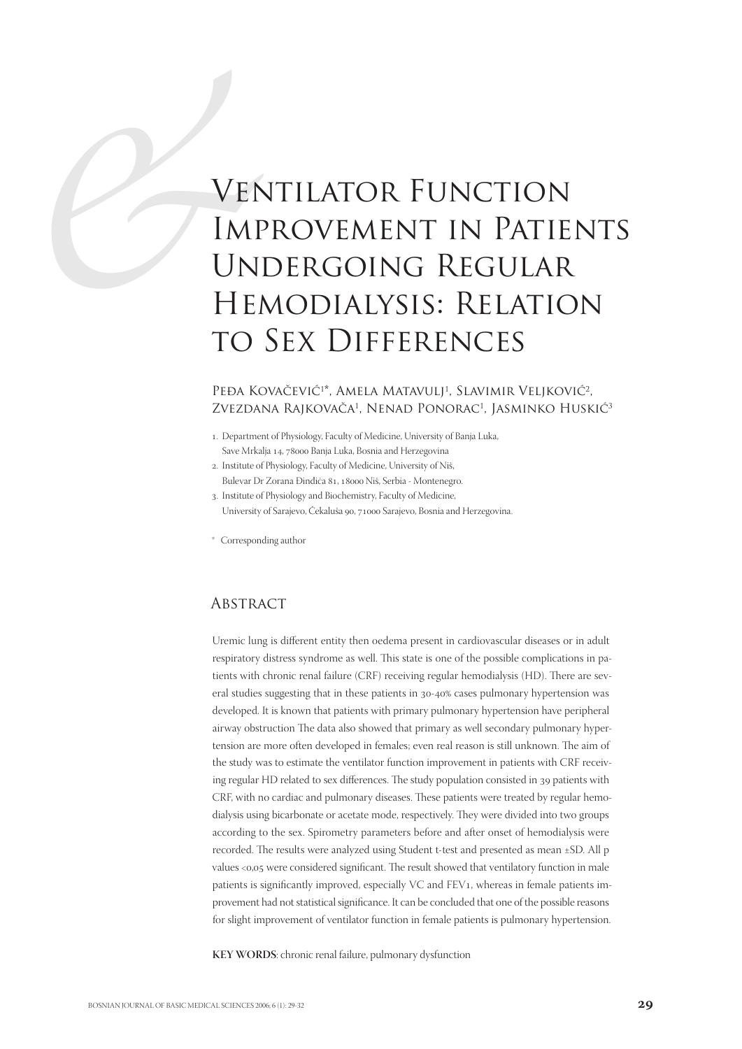# Ventilator Function Improvement in Patients Undergoing Regular Hemodialysis: Relation to Sex Differences

Peđa Kovačević[1]*, Amela Matavulj[1], Slavimir Veljković[2], Zvezdana Rajkovača[1], Nenad Ponorac[1], Jasminko Huskić[3]

1. Department of Physiology, Faculty of Medicine, University of Banja Luka, Save Mrkalja 14, 78000 Banja Luka, Bosnia and Herzegovina
2. Institute of Physiology, Faculty of Medicine, University of Niš, Bulevar Dr Zorana Đinđića 81, 18000 Niš, Serbia - Montenegro.
3. Institute of Physiology and Biochemistry, Faculty of Medicine, University of Sarajevo, Čekaluša 90, 71000 Sarajevo, Bosnia and Herzegovina.

\* Corresponding author

## Abstract

Uremic lung is different entity then oedema present in cardiovascular diseases or in adult respiratory distress syndrome as well. This state is one of the possible complications in patients with chronic renal failure (CRF) receiving regular hemodialysis (HD). There are several studies suggesting that in these patients in 30-40% cases pulmonary hypertension was developed. It is known that patients with primary pulmonary hypertension have peripheral airway obstruction The data also showed that primary as well secondary pulmonary hypertension are more often developed in females; even real reason is still unknown. The aim of the study was to estimate the ventilator function improvement in patients with CRF receiving regular HD related to sex differences. The study population consisted in 39 patients with CRF, with no cardiac and pulmonary diseases. These patients were treated by regular hemodialysis using bicarbonate or acetate mode, respectively. They were divided into two groups according to the sex. Spirometry parameters before and after onset of hemodialysis were recorded. The results were analyzed using Student t-test and presented as mean ±SD. All p values <0,05 were considered significant. The result showed that ventilatory function in male patients is significantly improved, especially VC and $FEV_1$, whereas in female patients improvement had not statistical significance. It can be concluded that one of the possible reasons for slight improvement of ventilator function in female patients is pulmonary hypertension.

**KEY WORDS**: chronic renal failure, pulmonary dysfunction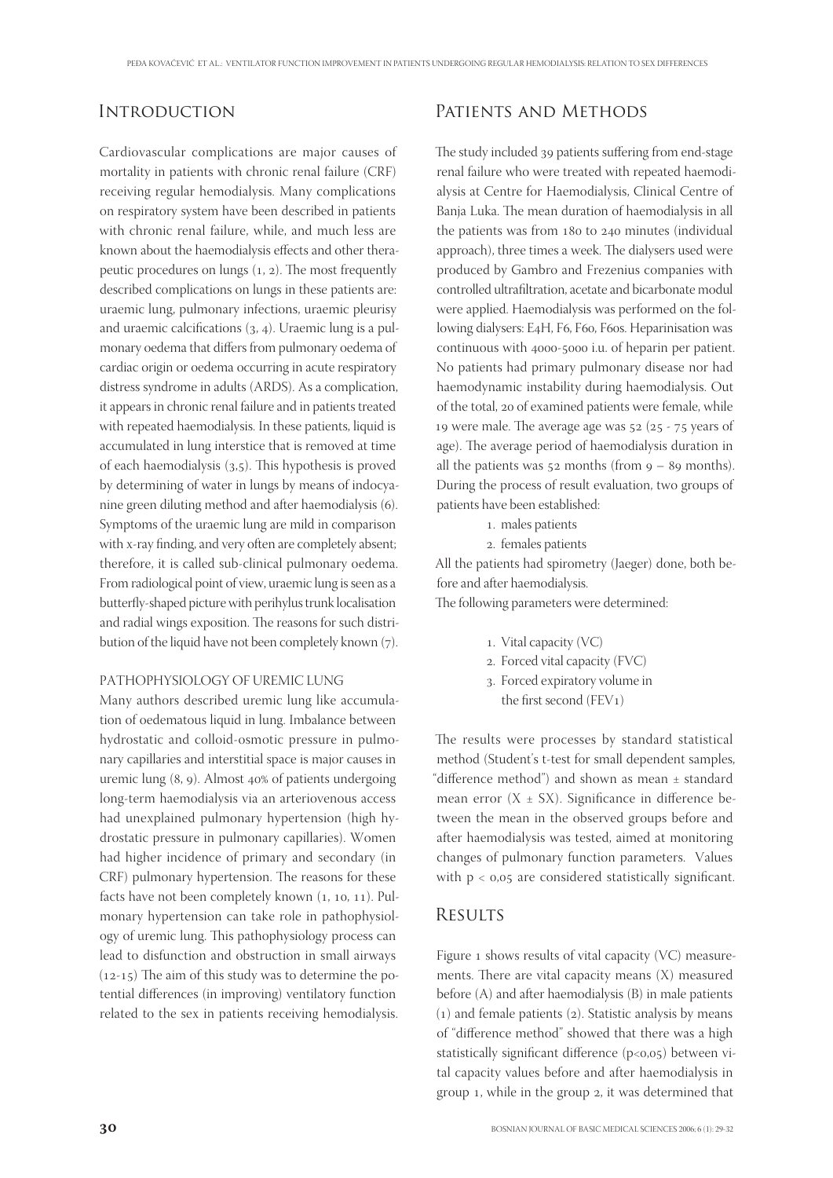## Introduction

Cardiovascular complications are major causes of mortality in patients with chronic renal failure (CRF) receiving regular hemodialysis. Many complications on respiratory system have been described in patients with chronic renal failure, while, and much less are known about the haemodialysis effects and other therapeutic procedures on lungs (1, 2). The most frequently described complications on lungs in these patients are: uraemic lung, pulmonary infections, uraemic pleurisy and uraemic calcifications (3, 4). Uraemic lung is a pulmonary oedema that differs from pulmonary oedema of cardiac origin or oedema occurring in acute respiratory distress syndrome in adults (ARDS). As a complication, it appears in chronic renal failure and in patients treated with repeated haemodialysis. In these patients, liquid is accumulated in lung interstice that is removed at time of each haemodialysis (3,5). This hypothesis is proved by determining of water in lungs by means of indocyanine green diluting method and after haemodialysis (6). Symptoms of the uraemic lung are mild in comparison with x-ray finding, and very often are completely absent; therefore, it is called sub-clinical pulmonary oedema. From radiological point of view, uraemic lung is seen as a butterfly-shaped picture with perihylus trunk localisation and radial wings exposition. The reasons for such distribution of the liquid have not been completely known (7).

### PATHOPHYSIOLOGY OF UREMIC LUNG

Many authors described uremic lung like accumulation of oedematous liquid in lung. Imbalance between hydrostatic and colloid-osmotic pressure in pulmonary capillaries and interstitial space is major causes in uremic lung (8, 9). Almost 40% of patients undergoing long-term haemodialysis via an arteriovenous access had unexplained pulmonary hypertension (high hydrostatic pressure in pulmonary capillaries). Women had higher incidence of primary and secondary (in CRF) pulmonary hypertension. The reasons for these facts have not been completely known (1, 10, 11). Pulmonary hypertension can take role in pathophysiology of uremic lung. This pathophysiology process can lead to disfunction and obstruction in small airways (12-15) The aim of this study was to determine the potential differences (in improving) ventilatory function related to the sex in patients receiving hemodialysis.

## Patients and Methods

The study included 39 patients suffering from end-stage renal failure who were treated with repeated haemodialysis at Centre for Haemodialysis, Clinical Centre of Banja Luka. The mean duration of haemodialysis in all the patients was from 180 to 240 minutes (individual approach), three times a week. The dialysers used were produced by Gambro and Frezenius companies with controlled ultrafiltration, acetate and bicarbonate modul were applied. Haemodialysis was performed on the following dialysers: E4H, F6, F60, F60s. Heparinisation was continuous with 4000-5000 i.u. of heparin per patient. No patients had primary pulmonary disease nor had haemodynamic instability during haemodialysis. Out of the total, 20 of examined patients were female, while 19 were male. The average age was 52 (25 - 75 years of age). The average period of haemodialysis duration in all the patients was 52 months (from 9 – 89 months). During the process of result evaluation, two groups of patients have been established:

1. males patients
2. females patients

All the patients had spirometry (Jaeger) done, both before and after haemodialysis.

The following parameters were determined:

1. Vital capacity (VC)
2. Forced vital capacity (FVC)
3. Forced expiratory volume in the first second (FEV1)

The results were processes by standard statistical method (Student's t-test for small dependent samples, "difference method") and shown as mean ± standard mean error ($X \pm SX$). Significance in difference between the mean in the observed groups before and after haemodialysis was tested, aimed at monitoring changes of pulmonary function parameters. Values with $p < 0{,}05$ are considered statistically significant.

## Results

Figure 1 shows results of vital capacity (VC) measurements. There are vital capacity means (X) measured before (A) and after haemodialysis (B) in male patients (1) and female patients (2). Statistic analysis by means of "difference method" showed that there was a high statistically significant difference ($p<0{,}05$) between vital capacity values before and after haemodialysis in group 1, while in the group 2, it was determined that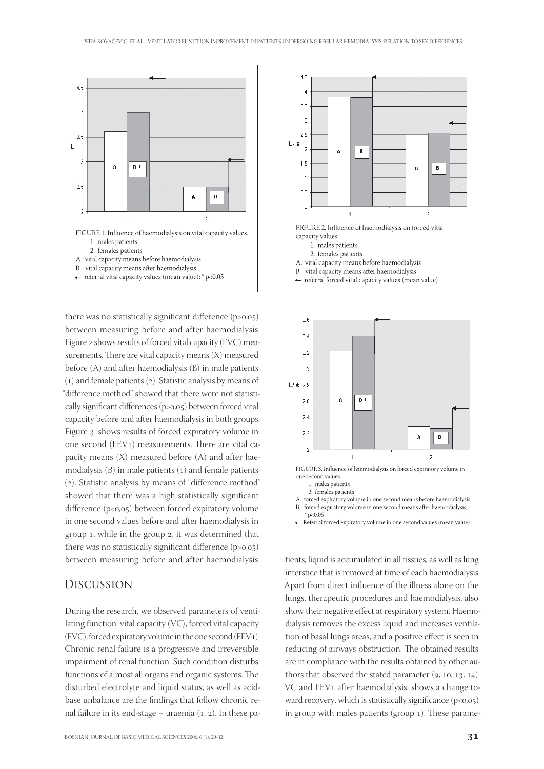4.5

4

3.5

L

3

2.5

2

A

B *

A

B

1

2

FIGURE 1. Influence of haemodialysis on vital capacity values.
1. males patients
2. females patients
A. vital capacity means before haemodialysis
B. vital capacity means after haemodialysis
← referral vital capacity values (mean value); * p<0.05

4.5

4

3.5

3

2.5

L/ s 2

1.5

1

0.5

0

A

B

A

B

1

2

FIGURE 2. Influence of haemodialysis on forced vital capacity values.
1. males patients
2. females patients
A. vital capacity means before haemodialysis
B. vital capacity means after haemodialysis
← referral forced vital capacity values (mean value)

there was no statistically significant difference ($p>0,05$) between measuring before and after haemodialysis. Figure 2 shows results of forced vital capacity (FVC) measurements. There are vital capacity means (X) measured before (A) and after haemodialysis (B) in male patients (1) and female patients (2). Statistic analysis by means of "difference method" showed that there were not statistically significant differences ($p>0,05$) between forced vital capacity before and after haemodialysis in both groups. Figure 3. shows results of forced expiratory volume in one second (FEV1) measurements. There are vital capacity means (X) measured before (A) and after haemodialysis (B) in male patients (1) and female patients (2). Statistic analysis by means of "difference method" showed that there was a high statistically significant difference ($p<0,05$) between forced expiratory volume in one second values before and after haemodialysis in group 1, while in the group 2, it was determined that there was no statistically significant difference ($p>0,05$) between measuring before and after haemodialysis.

3.6

3.4

3.2

3

L/ s 2.8

2.6

2.4

2.2

2

A

B *

A

B

1

2

FIGURE 3. Influence of haemodialysis on forced expiratory volume in one second values.
1. males patients
2. females patients
A. forced expiratory volume in one second means before haemodialysis
B. forced expiratory volume in one second means after haemodialysis; * p<0.05
← Referral forced expiratory volume in one second values (mean value)

## Discussion

During the research, we observed parameters of ventilating function: vital capacity (VC), forced vital capacity (FVC), forced expiratory volume in the one second (FEV1). Chronic renal failure is a progressive and irreversible impairment of renal function. Such condition disturbs functions of almost all organs and organic systems. The disturbed electrolyte and liquid status, as well as acid-base unbalance are the findings that follow chronic renal failure in its end-stage – uraemia (1, 2). In these patients, liquid is accumulated in all tissues, as well as lung interstice that is removed at time of each haemodialysis. Apart from direct influence of the illness alone on the lungs, therapeutic procedures and haemodialysis, also show their negative effect at respiratory system. Haemodialysis removes the excess liquid and increases ventilation of basal lungs areas, and a positive effect is seen in reducing of airways obstruction. The obtained results are in compliance with the results obtained by other authors that observed the stated parameter (9, 10, 13, 14). VC and FEV1 after haemodialysis, shows a change toward recovery, which is statistically significance ($p<0,05$) in group with males patients (group 1). These parame-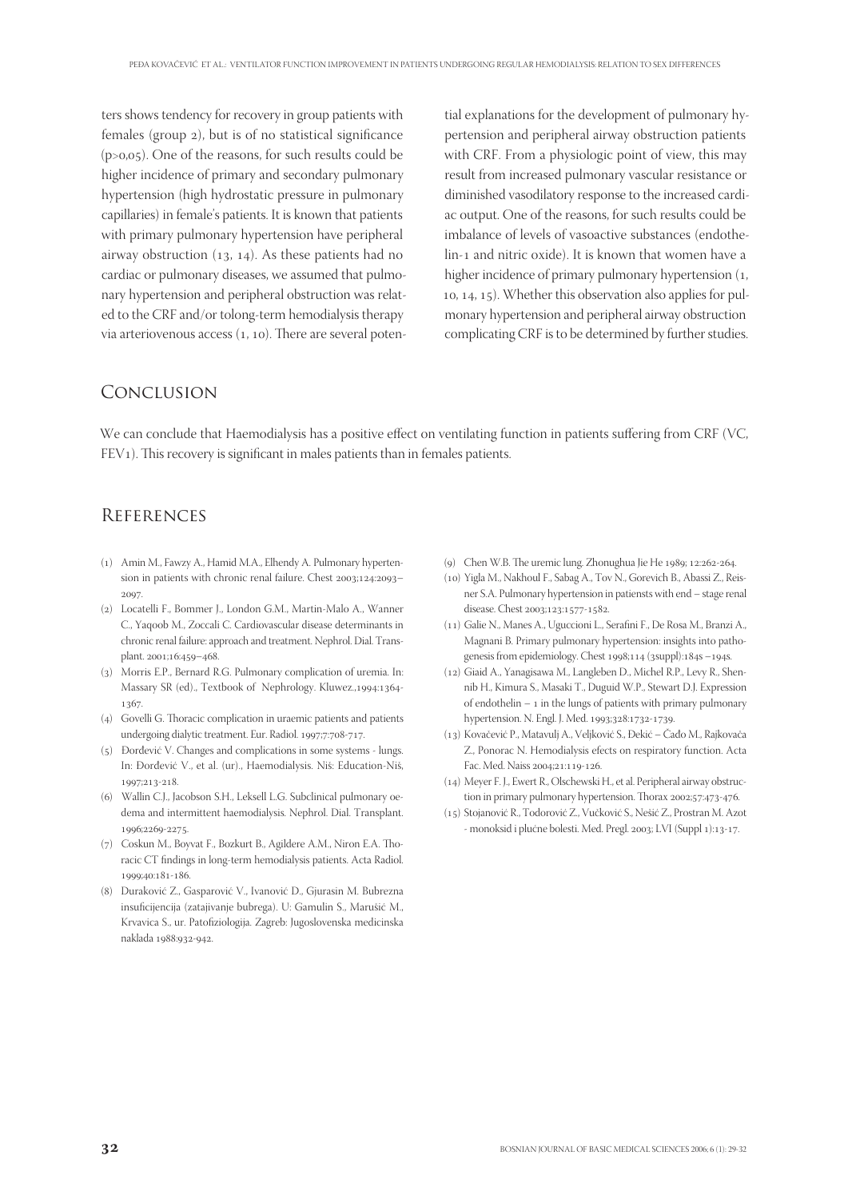ters shows tendency for recovery in group patients with females (group 2), but is of no statistical significance (p>0,05). One of the reasons, for such results could be higher incidence of primary and secondary pulmonary hypertension (high hydrostatic pressure in pulmonary capillaries) in female's patients. It is known that patients with primary pulmonary hypertension have peripheral airway obstruction (13, 14). As these patients had no cardiac or pulmonary diseases, we assumed that pulmonary hypertension and peripheral obstruction was related to the CRF and/or tolong-term hemodialysis therapy via arteriovenous access (1, 10). There are several potential explanations for the development of pulmonary hypertension and peripheral airway obstruction patients with CRF. From a physiologic point of view, this may result from increased pulmonary vascular resistance or diminished vasodilatory response to the increased cardiac output. One of the reasons, for such results could be imbalance of levels of vasoactive substances (endothelin-1 and nitric oxide). It is known that women have a higher incidence of primary pulmonary hypertension (1, 10, 14, 15). Whether this observation also applies for pulmonary hypertension and peripheral airway obstruction complicating CRF is to be determined by further studies.

## Conclusion

We can conclude that Haemodialysis has a positive effect on ventilating function in patients suffering from CRF (VC, FEV1). This recovery is significant in males patients than in females patients.

## References

(1) Amin M., Fawzy A., Hamid M.A., Elhendy A. Pulmonary hypertension in patients with chronic renal failure. Chest 2003;124:2093–2097.

(2) Locatelli F., Bommer J., London G.M., Martin-Malo A., Wanner C., Yaqoob M., Zoccali C. Cardiovascular disease determinants in chronic renal failure: approach and treatment. Nephrol. Dial. Transplant. 2001;16:459–468.

(3) Morris E.P., Bernard R.G. Pulmonary complication of uremia. In: Massary SR (ed)., Textbook of Nephrology. Kluwez.,1994:1364-1367.

(4) Govelli G. Thoracic complication in uraemic patients and patients undergoing dialytic treatment. Eur. Radiol. 1997;7:708-717.

(5) Đorđević V. Changes and complications in some systems - lungs. In: Đorđević V., et al. (ur)., Haemodialysis. Niš: Education-Niš, 1997;213-218.

(6) Wallin C.J., Jacobson S.H., Leksell L.G. Subclinical pulmonary oedema and intermittent haemodialysis. Nephrol. Dial. Transplant. 1996;2269-2275.

(7) Coskun M., Boyvat F., Bozkurt B., Agildere A.M., Niron E.A. Thoracic CT findings in long-term hemodialysis patients. Acta Radiol. 1999;40:181-186.

(8) Duraković Z., Gasparović V., Ivanović D., Gjurasin M. Bubrezna insuficijencija (zatajivanje bubrega). U: Gamulin S., Marušić M., Krvavica S., ur. Patofiziologija. Zagreb: Jugoslovenska medicinska naklada 1988:932-942.

(9) Chen W.B. The uremic lung. Zhonughua Jie He 1989; 12:262-264.

(10) Yigla M., Nakhoul F., Sabag A., Tov N., Gorevich B., Abassi Z., Reisner S.A. Pulmonary hypertension in patiensts with end – stage renal disease. Chest 2003;123:1577-1582.

(11) Galie N., Manes A., Uguccioni L., Serafini F., De Rosa M., Branzi A., Magnani B. Primary pulmonary hypertension: insights into pathogenesis from epidemiology. Chest 1998;114 (3suppl):184s –194s.

(12) Giaid A., Yanagisawa M., Langleben D., Michel R.P., Levy R., Shennib H., Kimura S., Masaki T., Duguid W.P., Stewart D.J. Expression of endothelin – 1 in the lungs of patients with primary pulmonary hypertension. N. Engl. J. Med. 1993;328:1732-1739.

(13) Kovačević P., Matavulj A., Veljković S., Đekić – Čađo M., Rajkovača Z., Ponorac N. Hemodialysis efects on respiratory function. Acta Fac. Med. Naiss 2004;21:119-126.

(14) Meyer F. J., Ewert R., Olschewski H., et al. Peripheral airway obstruction in primary pulmonary hypertension. Thorax 2002;57:473-476.

(15) Stojanović R., Todorović Z., Vučković S., Nešić Z., Prostran M. Azot - monoksid i plućne bolesti. Med. Pregl. 2003; LVI (Suppl 1):13-17.